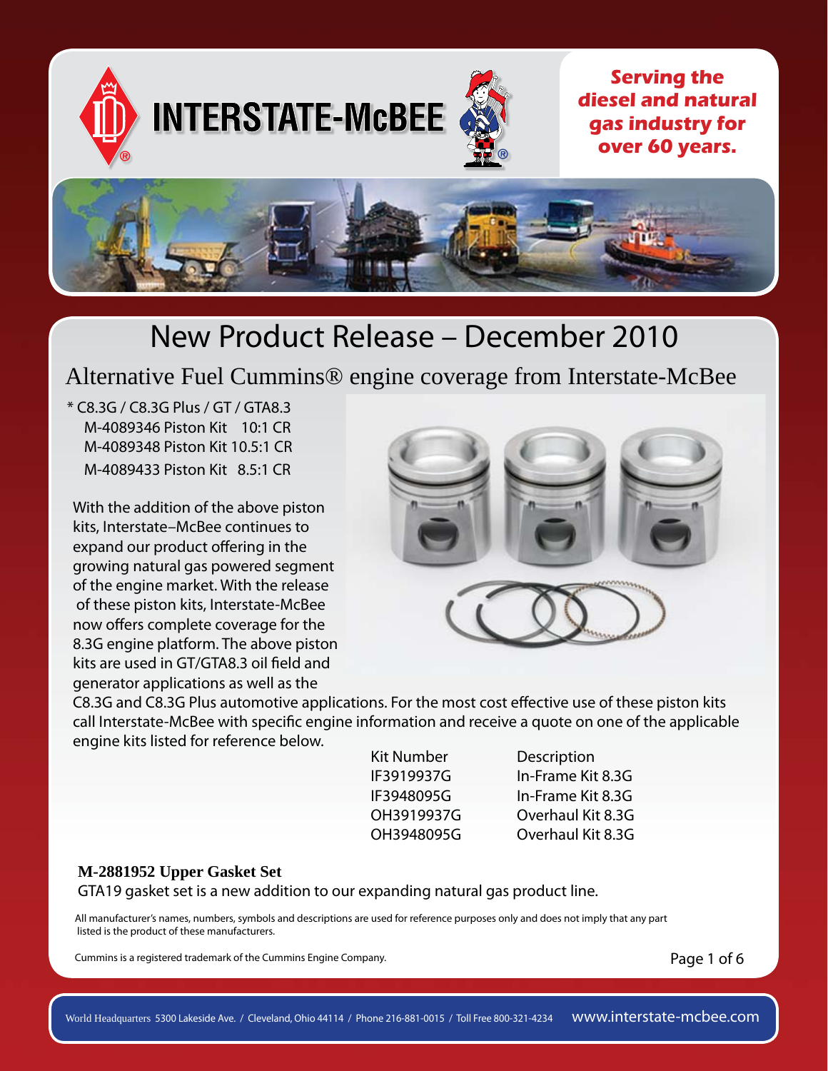INTERSTATE-McBEE

**Serving the diesel and natural gas industry for over 60 years.**

# New Product Release – December 2010

## Alternative Fuel Cummins® engine coverage from Interstate-McBee

* C8.3G / C8.3G Plus / GT / GTA8.3
  - M-4089346 Piston Kit 10:1 CR
  - M-4089348 Piston Kit 10.5:1 CR
  - M-4089433 Piston Kit 8.5:1 CR

With the addition of the above piston kits, Interstate–McBee continues to expand our product offering in the growing natural gas powered segment of the engine market. With the release of these piston kits, Interstate-McBee now offers complete coverage for the 8.3G engine platform. The above piston kits are used in GT/GTA8.3 oil field and generator applications as well as the C8.3G and C8.3G Plus automotive applications. For the most cost effective use of these piston kits call Interstate-McBee with specific engine information and receive a quote on one of the applicable engine kits listed for reference below.

| Kit Number | Description |
|---|---|
| IF3919937G | In-Frame Kit 8.3G |
| IF3948095G | In-Frame Kit 8.3G |
| OH3919937G | Overhaul Kit 8.3G |
| OH3948095G | Overhaul Kit 8.3G |

**M-2881952 Upper Gasket Set**

GTA19 gasket set is a new addition to our expanding natural gas product line.

All manufacturer's names, numbers, symbols and descriptions are used for reference purposes only and does not imply that any part listed is the product of these manufacturers.

Cummins is a registered trademark of the Cummins Engine Company.

World Headquarters 5300 Lakeside Ave. / Cleveland, Ohio 44114 / Phone 216-881-0015 / Toll Free 800-321-4234 www.interstate-mcbee.com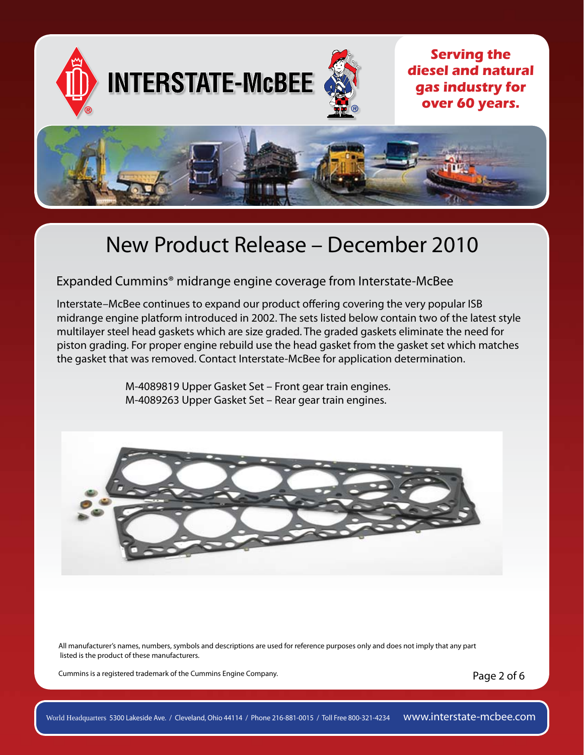INTERSTATE-McBEE

**Serving the diesel and natural gas industry for over 60 years.**

# New Product Release – December 2010

## Expanded Cummins® midrange engine coverage from Interstate-McBee

Interstate–McBee continues to expand our product offering covering the very popular ISB midrange engine platform introduced in 2002. The sets listed below contain two of the latest style multilayer steel head gaskets which are size graded. The graded gaskets eliminate the need for piston grading. For proper engine rebuild use the head gasket from the gasket set which matches the gasket that was removed. Contact Interstate-McBee for application determination.

M-4089819 Upper Gasket Set – Front gear train engines.
M-4089263 Upper Gasket Set – Rear gear train engines.

All manufacturer's names, numbers, symbols and descriptions are used for reference purposes only and does not imply that any part listed is the product of these manufacturers.

Cummins is a registered trademark of the Cummins Engine Company.

World Headquarters 5300 Lakeside Ave. / Cleveland, Ohio 44114 / Phone 216-881-0015 / Toll Free 800-321-4234 www.interstate-mcbee.com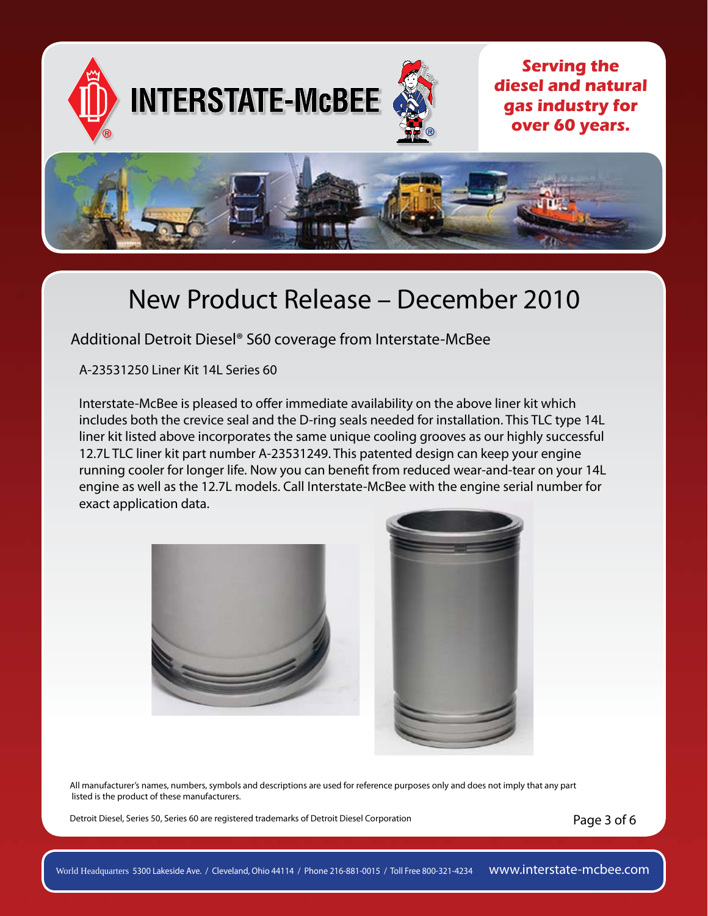INTERSTATE-McBEE

**Serving the diesel and natural gas industry for over 60 years.**

# New Product Release – December 2010

## Additional Detroit Diesel® S60 coverage from Interstate-McBee

A-23531250 Liner Kit 14L Series 60

Interstate-McBee is pleased to offer immediate availability on the above liner kit which includes both the crevice seal and the D-ring seals needed for installation. This TLC type 14L liner kit listed above incorporates the same unique cooling grooves as our highly successful 12.7L TLC liner kit part number A-23531249. This patented design can keep your engine running cooler for longer life. Now you can benefit from reduced wear-and-tear on your 14L engine as well as the 12.7L models. Call Interstate-McBee with the engine serial number for exact application data.

All manufacturer's names, numbers, symbols and descriptions are used for reference purposes only and does not imply that any part listed is the product of these manufacturers.

Detroit Diesel, Series 50, Series 60 are registered trademarks of Detroit Diesel Corporation

World Headquarters 5300 Lakeside Ave. / Cleveland, Ohio 44114 / Phone 216-881-0015 / Toll Free 800-321-4234 www.interstate-mcbee.com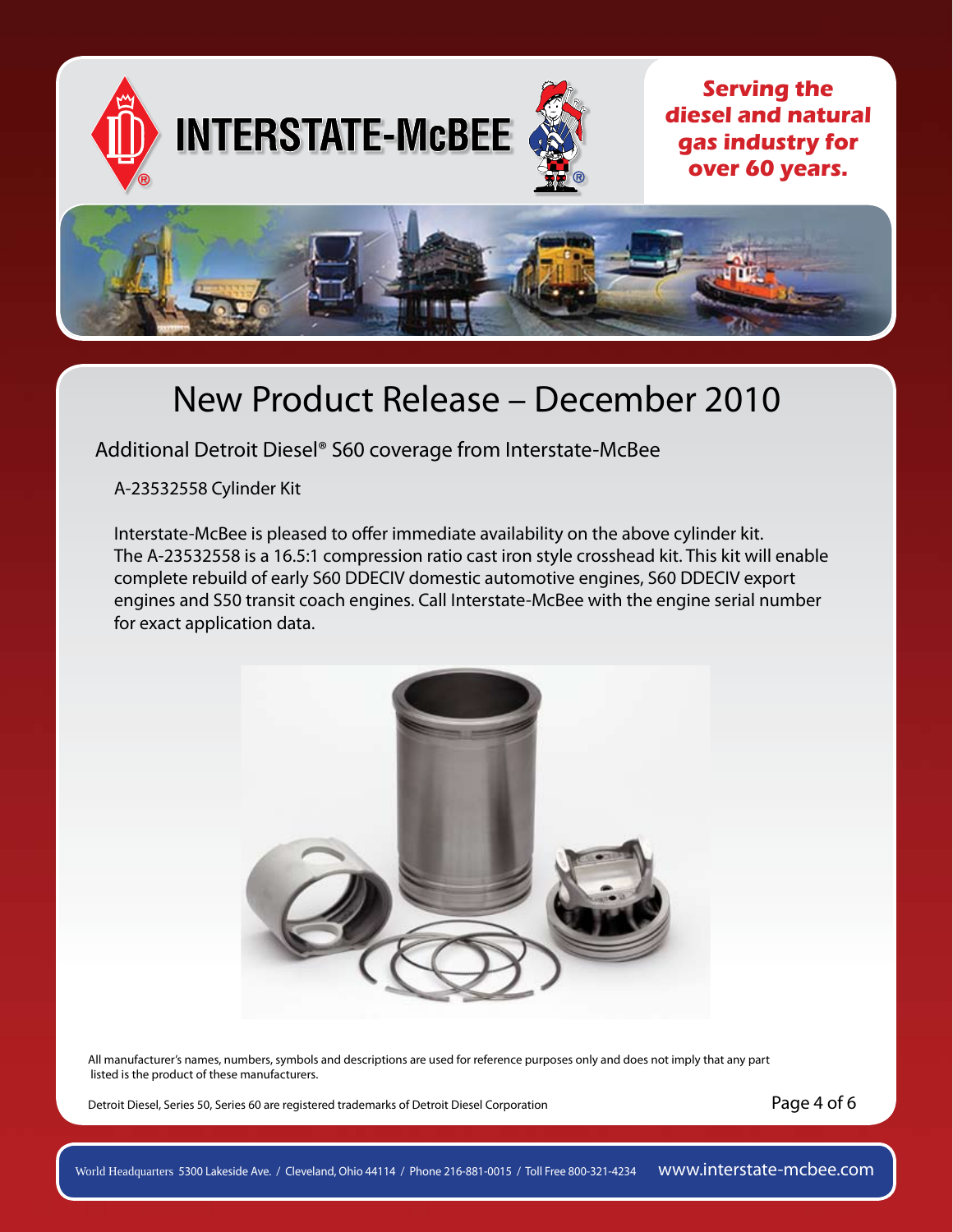# INTERSTATE-McBEE

**Serving the diesel and natural gas industry for over 60 years.**

## New Product Release – December 2010

### Additional Detroit Diesel® S60 coverage from Interstate-McBee

A-23532558 Cylinder Kit

Interstate-McBee is pleased to offer immediate availability on the above cylinder kit. The A-23532558 is a 16.5:1 compression ratio cast iron style crosshead kit. This kit will enable complete rebuild of early S60 DDECIV domestic automotive engines, S60 DDECIV export engines and S50 transit coach engines. Call Interstate-McBee with the engine serial number for exact application data.

All manufacturer's names, numbers, symbols and descriptions are used for reference purposes only and does not imply that any part listed is the product of these manufacturers.

Detroit Diesel, Series 50, Series 60 are registered trademarks of Detroit Diesel Corporation

World Headquarters 5300 Lakeside Ave. / Cleveland, Ohio 44114 / Phone 216-881-0015 / Toll Free 800-321-4234 www.interstate-mcbee.com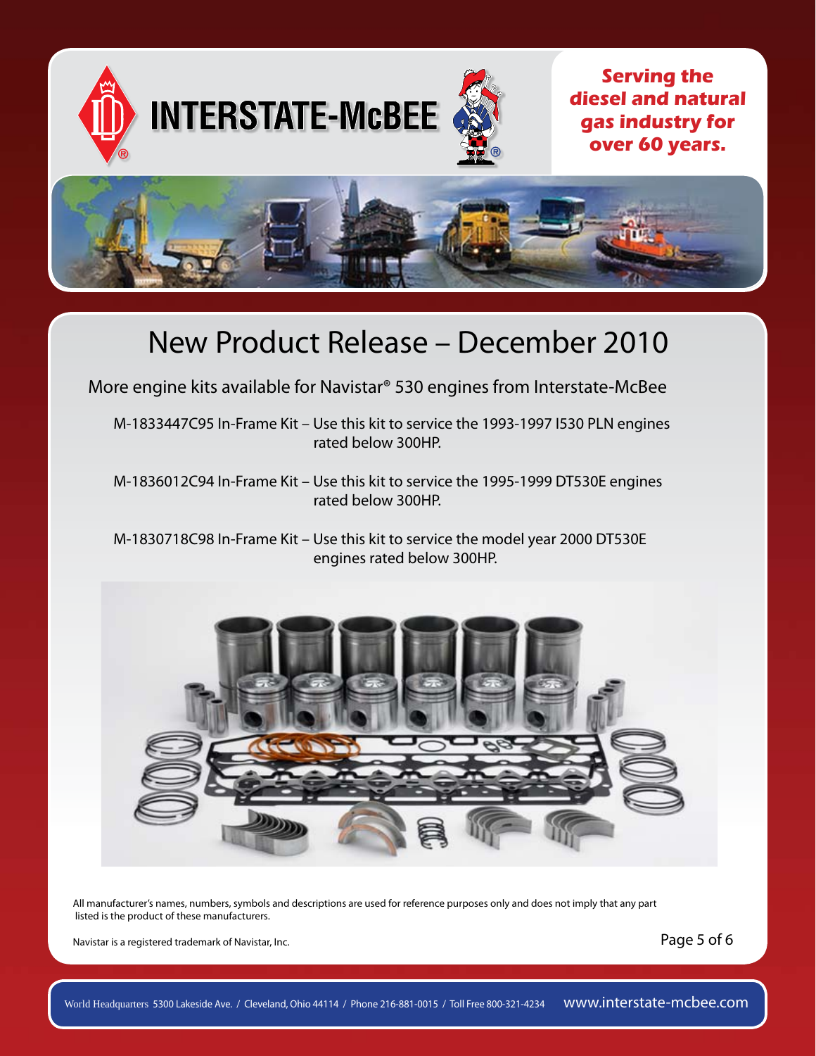INTERSTATE-McBEE

**Serving the diesel and natural gas industry for over 60 years.**

# New Product Release – December 2010

More engine kits available for Navistar® 530 engines from Interstate-McBee

M-1833447C95 In-Frame Kit – Use this kit to service the 1993-1997 I530 PLN engines rated below 300HP.

M-1836012C94 In-Frame Kit – Use this kit to service the 1995-1999 DT530E engines rated below 300HP.

M-1830718C98 In-Frame Kit – Use this kit to service the model year 2000 DT530E engines rated below 300HP.

All manufacturer's names, numbers, symbols and descriptions are used for reference purposes only and does not imply that any part listed is the product of these manufacturers.

Navistar is a registered trademark of Navistar, Inc.

World Headquarters 5300 Lakeside Ave. / Cleveland, Ohio 44114 / Phone 216-881-0015 / Toll Free 800-321-4234 www.interstate-mcbee.com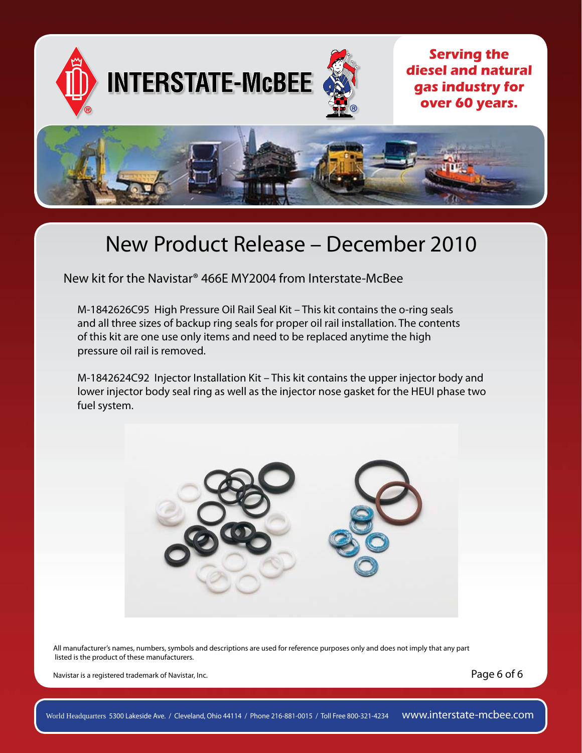INTERSTATE-McBEE

**Serving the diesel and natural gas industry for over 60 years.**

# New Product Release – December 2010

New kit for the Navistar® 466E MY2004 from Interstate-McBee

M-1842626C95 High Pressure Oil Rail Seal Kit – This kit contains the o-ring seals and all three sizes of backup ring seals for proper oil rail installation. The contents of this kit are one use only items and need to be replaced anytime the high pressure oil rail is removed.

M-1842624C92 Injector Installation Kit – This kit contains the upper injector body and lower injector body seal ring as well as the injector nose gasket for the HEUI phase two fuel system.

All manufacturer's names, numbers, symbols and descriptions are used for reference purposes only and does not imply that any part listed is the product of these manufacturers.

Navistar is a registered trademark of Navistar, Inc.

World Headquarters 5300 Lakeside Ave. / Cleveland, Ohio 44114 / Phone 216-881-0015 / Toll Free 800-321-4234 www.interstate-mcbee.com